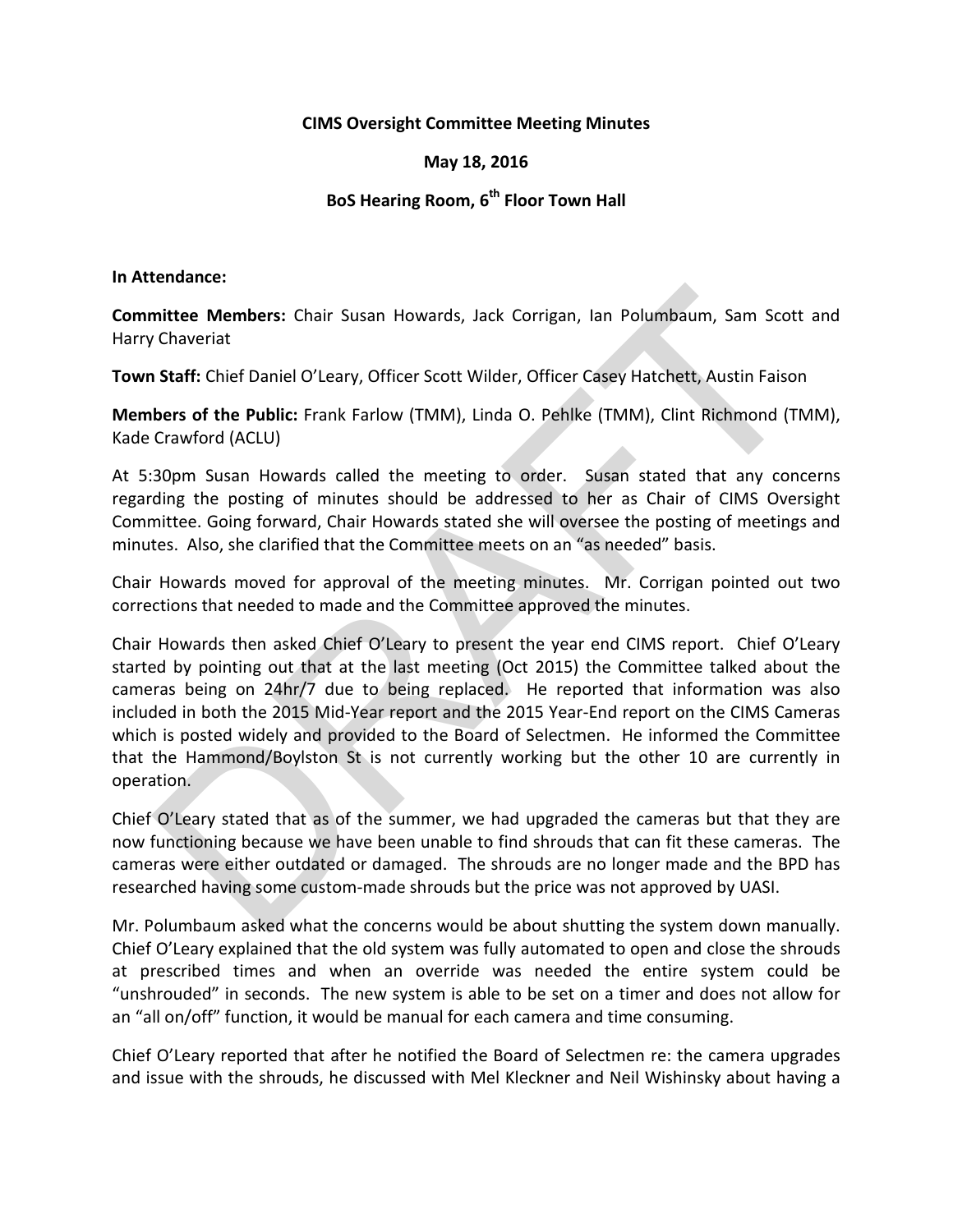**CIMS Oversight Committee Meeting Minutes**

**May 18, 2016**

**BoS Hearing Room, 6th Floor Town Hall**

**In Attendance:**

**Committee Members:** Chair Susan Howards, Jack Corrigan, Ian Polumbaum, Sam Scott and Harry Chaveriat

**Town Staff:** Chief Daniel O'Leary, Officer Scott Wilder, Officer Casey Hatchett, Austin Faison

**Members of the Public:** Frank Farlow (TMM), Linda O. Pehlke (TMM), Clint Richmond (TMM), Kade Crawford (ACLU)

At 5:30pm Susan Howards called the meeting to order. Susan stated that any concerns regarding the posting of minutes should be addressed to her as Chair of CIMS Oversight Committee. Going forward, Chair Howards stated she will oversee the posting of meetings and minutes. Also, she clarified that the Committee meets on an "as needed" basis.

Chair Howards moved for approval of the meeting minutes. Mr. Corrigan pointed out two corrections that needed to made and the Committee approved the minutes.

Chair Howards then asked Chief O'Leary to present the year end CIMS report. Chief O'Leary started by pointing out that at the last meeting (Oct 2015) the Committee talked about the cameras being on 24hr/7 due to being replaced. He reported that information was also included in both the 2015 Mid-Year report and the 2015 Year-End report on the CIMS Cameras which is posted widely and provided to the Board of Selectmen. He informed the Committee that the Hammond/Boylston St is not currently working but the other 10 are currently in operation.

Chief O'Leary stated that as of the summer, we had upgraded the cameras but that they are now functioning because we have been unable to find shrouds that can fit these cameras. The cameras were either outdated or damaged. The shrouds are no longer made and the BPD has researched having some custom-made shrouds but the price was not approved by UASI.

Mr. Polumbaum asked what the concerns would be about shutting the system down manually. Chief O'Leary explained that the old system was fully automated to open and close the shrouds at prescribed times and when an override was needed the entire system could be "unshrouded" in seconds. The new system is able to be set on a timer and does not allow for an "all on/off" function, it would be manual for each camera and time consuming.

Chief O'Leary reported that after he notified the Board of Selectmen re: the camera upgrades and issue with the shrouds, he discussed with Mel Kleckner and Neil Wishinsky about having a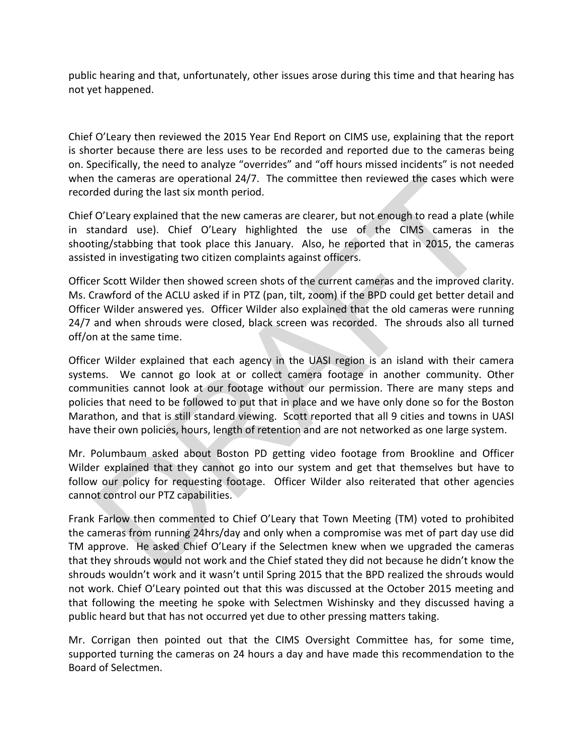public hearing and that, unfortunately, other issues arose during this time and that hearing has not yet happened.

Chief O'Leary then reviewed the 2015 Year End Report on CIMS use, explaining that the report is shorter because there are less uses to be recorded and reported due to the cameras being on. Specifically, the need to analyze "overrides" and "off hours missed incidents" is not needed when the cameras are operational 24/7. The committee then reviewed the cases which were recorded during the last six month period.

Chief O'Leary explained that the new cameras are clearer, but not enough to read a plate (while in standard use). Chief O'Leary highlighted the use of the CIMS cameras in the shooting/stabbing that took place this January. Also, he reported that in 2015, the cameras assisted in investigating two citizen complaints against officers.

Officer Scott Wilder then showed screen shots of the current cameras and the improved clarity. Ms. Crawford of the ACLU asked if in PTZ (pan, tilt, zoom) if the BPD could get better detail and Officer Wilder answered yes. Officer Wilder also explained that the old cameras were running 24/7 and when shrouds were closed, black screen was recorded. The shrouds also all turned off/on at the same time.

Officer Wilder explained that each agency in the UASI region is an island with their camera systems. We cannot go look at or collect camera footage in another community. Other communities cannot look at our footage without our permission. There are many steps and policies that need to be followed to put that in place and we have only done so for the Boston Marathon, and that is still standard viewing. Scott reported that all 9 cities and towns in UASI have their own policies, hours, length of retention and are not networked as one large system.

Mr. Polumbaum asked about Boston PD getting video footage from Brookline and Officer Wilder explained that they cannot go into our system and get that themselves but have to follow our policy for requesting footage. Officer Wilder also reiterated that other agencies cannot control our PTZ capabilities.

Frank Farlow then commented to Chief O'Leary that Town Meeting (TM) voted to prohibited the cameras from running 24hrs/day and only when a compromise was met of part day use did TM approve. He asked Chief O'Leary if the Selectmen knew when we upgraded the cameras that they shrouds would not work and the Chief stated they did not because he didn't know the shrouds wouldn't work and it wasn't until Spring 2015 that the BPD realized the shrouds would not work. Chief O'Leary pointed out that this was discussed at the October 2015 meeting and that following the meeting he spoke with Selectmen Wishinsky and they discussed having a public heard but that has not occurred yet due to other pressing matters taking.

Mr. Corrigan then pointed out that the CIMS Oversight Committee has, for some time, supported turning the cameras on 24 hours a day and have made this recommendation to the Board of Selectmen.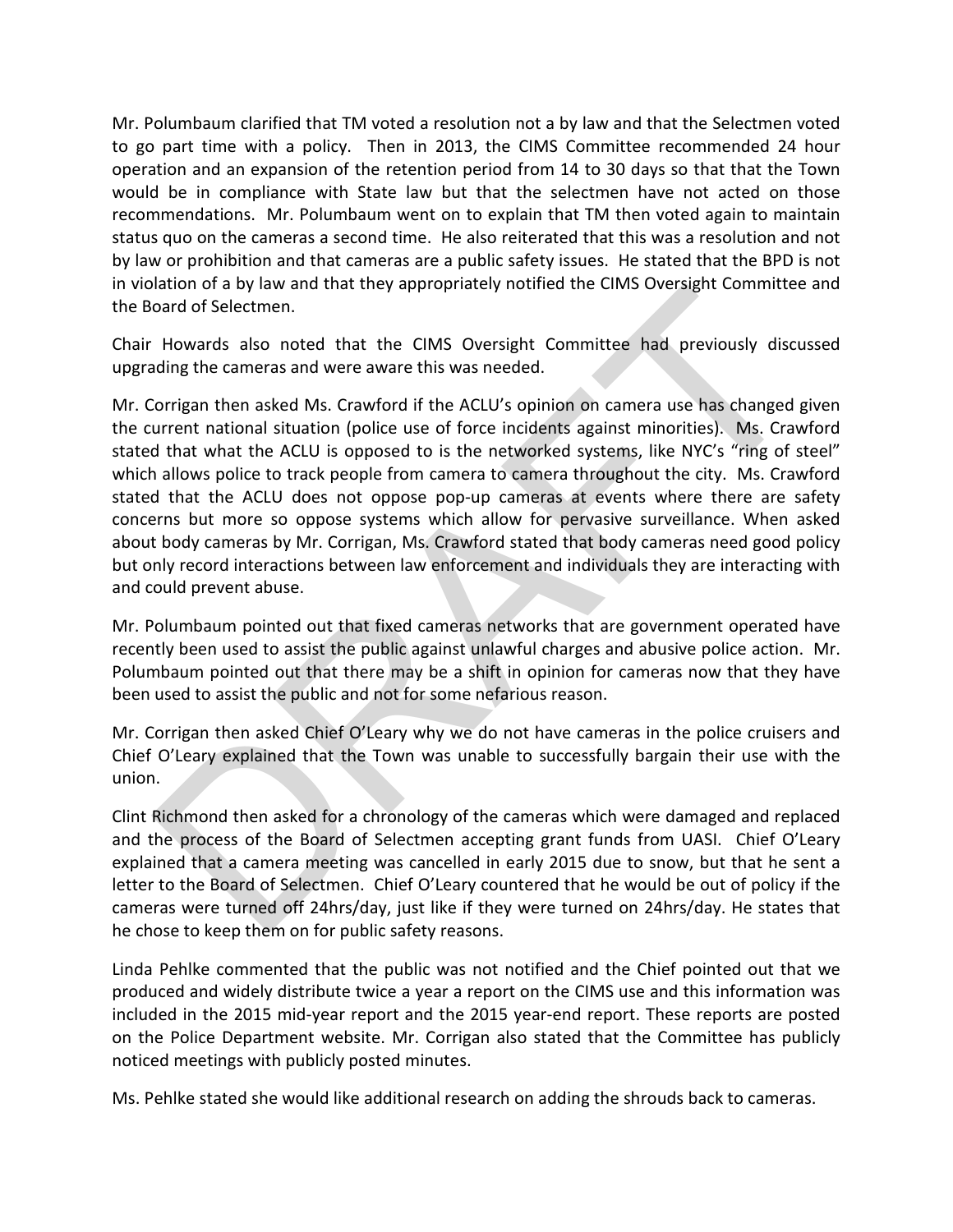Mr. Polumbaum clarified that TM voted a resolution not a by law and that the Selectmen voted to go part time with a policy. Then in 2013, the CIMS Committee recommended 24 hour operation and an expansion of the retention period from 14 to 30 days so that that the Town would be in compliance with State law but that the selectmen have not acted on those recommendations. Mr. Polumbaum went on to explain that TM then voted again to maintain status quo on the cameras a second time. He also reiterated that this was a resolution and not by law or prohibition and that cameras are a public safety issues. He stated that the BPD is not in violation of a by law and that they appropriately notified the CIMS Oversight Committee and the Board of Selectmen.

Chair Howards also noted that the CIMS Oversight Committee had previously discussed upgrading the cameras and were aware this was needed.

Mr. Corrigan then asked Ms. Crawford if the ACLU's opinion on camera use has changed given the current national situation (police use of force incidents against minorities). Ms. Crawford stated that what the ACLU is opposed to is the networked systems, like NYC's "ring of steel" which allows police to track people from camera to camera throughout the city. Ms. Crawford stated that the ACLU does not oppose pop-up cameras at events where there are safety concerns but more so oppose systems which allow for pervasive surveillance. When asked about body cameras by Mr. Corrigan, Ms. Crawford stated that body cameras need good policy but only record interactions between law enforcement and individuals they are interacting with and could prevent abuse.

Mr. Polumbaum pointed out that fixed cameras networks that are government operated have recently been used to assist the public against unlawful charges and abusive police action. Mr. Polumbaum pointed out that there may be a shift in opinion for cameras now that they have been used to assist the public and not for some nefarious reason.

Mr. Corrigan then asked Chief O'Leary why we do not have cameras in the police cruisers and Chief O'Leary explained that the Town was unable to successfully bargain their use with the union.

Clint Richmond then asked for a chronology of the cameras which were damaged and replaced and the process of the Board of Selectmen accepting grant funds from UASI. Chief O'Leary explained that a camera meeting was cancelled in early 2015 due to snow, but that he sent a letter to the Board of Selectmen. Chief O'Leary countered that he would be out of policy if the cameras were turned off 24hrs/day, just like if they were turned on 24hrs/day. He states that he chose to keep them on for public safety reasons.

Linda Pehlke commented that the public was not notified and the Chief pointed out that we produced and widely distribute twice a year a report on the CIMS use and this information was included in the 2015 mid-year report and the 2015 year-end report. These reports are posted on the Police Department website. Mr. Corrigan also stated that the Committee has publicly noticed meetings with publicly posted minutes.

Ms. Pehlke stated she would like additional research on adding the shrouds back to cameras.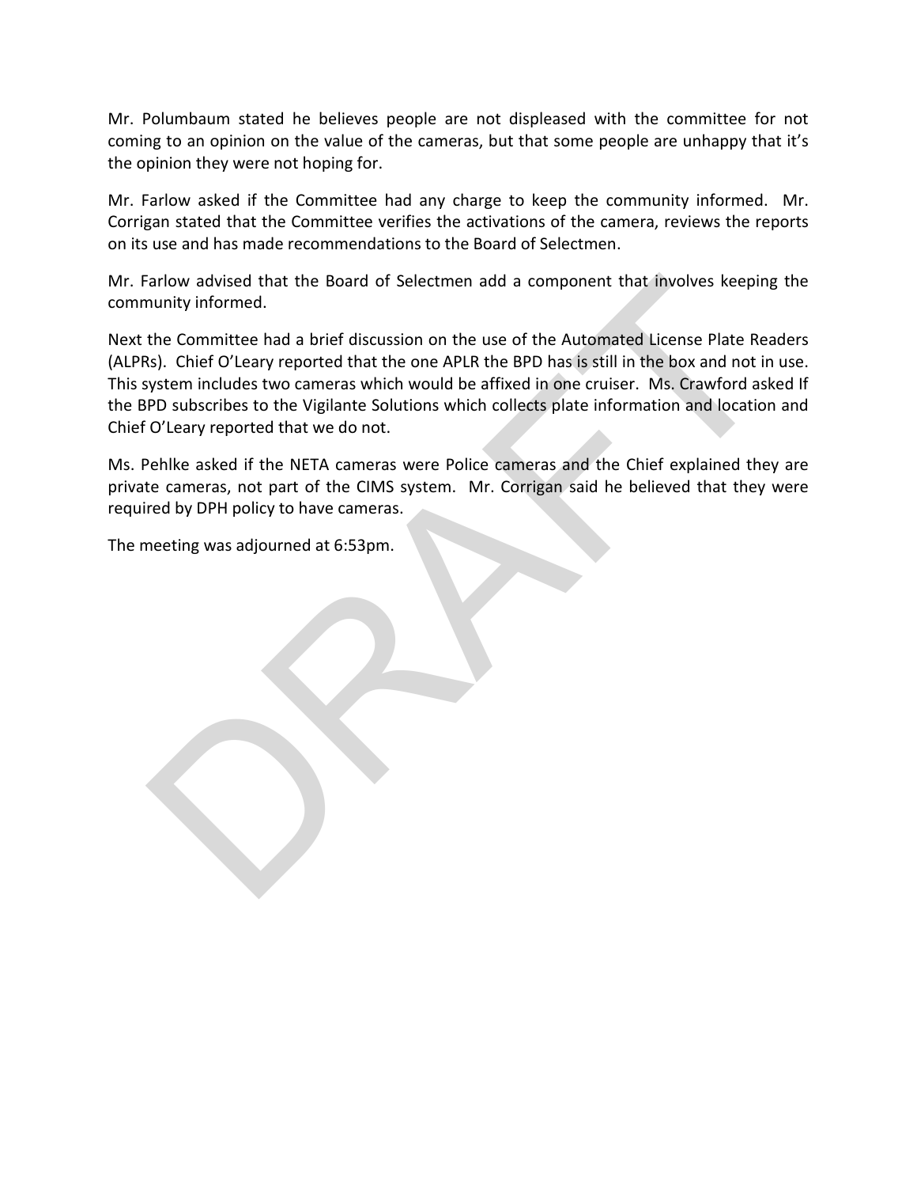Mr. Polumbaum stated he believes people are not displeased with the committee for not coming to an opinion on the value of the cameras, but that some people are unhappy that it's the opinion they were not hoping for.

Mr. Farlow asked if the Committee had any charge to keep the community informed. Mr. Corrigan stated that the Committee verifies the activations of the camera, reviews the reports on its use and has made recommendations to the Board of Selectmen.

Mr. Farlow advised that the Board of Selectmen add a component that involves keeping the community informed.

Next the Committee had a brief discussion on the use of the Automated License Plate Readers (ALPRs). Chief O'Leary reported that the one APLR the BPD has is still in the box and not in use. This system includes two cameras which would be affixed in one cruiser. Ms. Crawford asked If the BPD subscribes to the Vigilante Solutions which collects plate information and location and Chief O'Leary reported that we do not.

Ms. Pehlke asked if the NETA cameras were Police cameras and the Chief explained they are private cameras, not part of the CIMS system. Mr. Corrigan said he believed that they were required by DPH policy to have cameras.

The meeting was adjourned at 6:53pm.